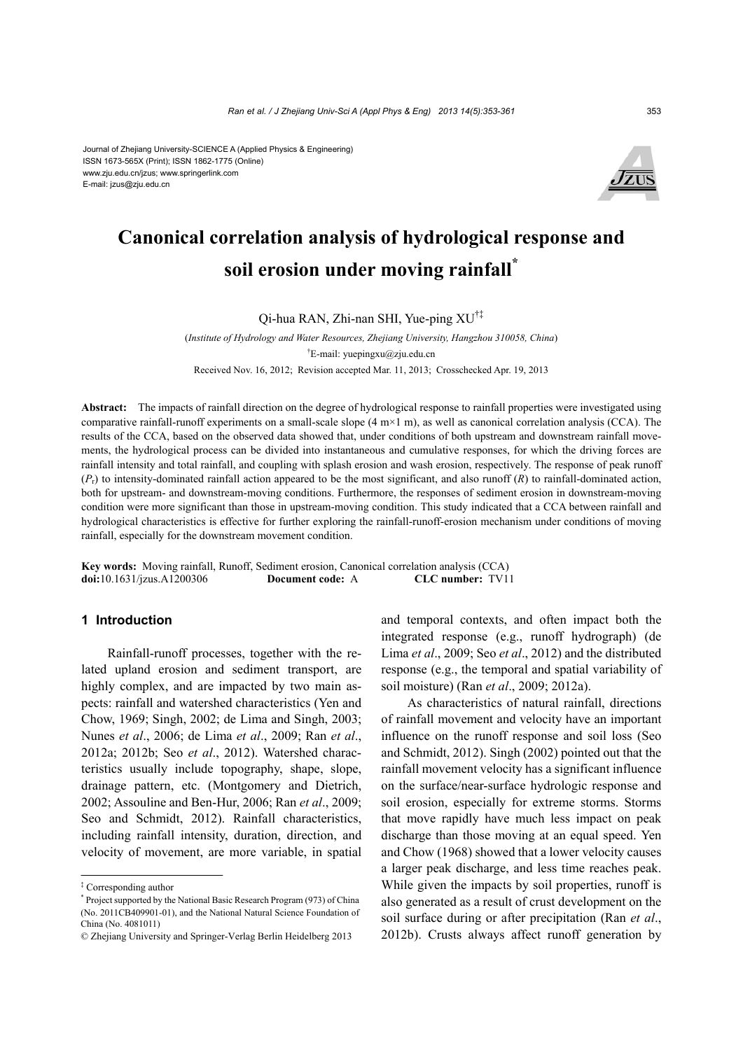Journal of Zhejiang University-SCIENCE A (Applied Physics & Engineering)
ISSN 1673-565X (Print); ISSN 1862-1775 (Online)
www.zju.edu.cn/jzus; www.springerlink.com
E-mail: jzus@zju.edu.cn

# Canonical correlation analysis of hydrological response and soil erosion under moving rainfall*

Qi-hua RAN, Zhi-nan SHI, Yue-ping XU[†‡]

(*Institute of Hydrology and Water Resources, Zhejiang University, Hangzhou 310058, China*)

[†]E-mail: yuepingxu@zju.edu.cn

Received Nov. 16, 2012; Revision accepted Mar. 11, 2013; Crosschecked Apr. 19, 2013

**Abstract:** The impacts of rainfall direction on the degree of hydrological response to rainfall properties were investigated using comparative rainfall-runoff experiments on a small-scale slope (4 m×1 m), as well as canonical correlation analysis (CCA). The results of the CCA, based on the observed data showed that, under conditions of both upstream and downstream rainfall movements, the hydrological process can be divided into instantaneous and cumulative responses, for which the driving forces are rainfall intensity and total rainfall, and coupling with splash erosion and wash erosion, respectively. The response of peak runoff ($P_r$) to intensity-dominated rainfall action appeared to be the most significant, and also runoff ($R$) to rainfall-dominated action, both for upstream- and downstream-moving conditions. Furthermore, the responses of sediment erosion in downstream-moving condition were more significant than those in upstream-moving condition. This study indicated that a CCA between rainfall and hydrological characteristics is effective for further exploring the rainfall-runoff-erosion mechanism under conditions of moving rainfall, especially for the downstream movement condition.

**Key words:** Moving rainfall, Runoff, Sediment erosion, Canonical correlation analysis (CCA)
**doi:**10.1631/jzus.A1200306 **Document code:** A **CLC number:** TV11

## 1 Introduction

Rainfall-runoff processes, together with the related upland erosion and sediment transport, are highly complex, and are impacted by two main aspects: rainfall and watershed characteristics (Yen and Chow, 1969; Singh, 2002; de Lima and Singh, 2003; Nunes *et al*., 2006; de Lima *et al*., 2009; Ran *et al*., 2012a; 2012b; Seo *et al*., 2012). Watershed characteristics usually include topography, shape, slope, drainage pattern, etc. (Montgomery and Dietrich, 2002; Assouline and Ben-Hur, 2006; Ran *et al*., 2009; Seo and Schmidt, 2012). Rainfall characteristics, including rainfall intensity, duration, direction, and velocity of movement, are more variable, in spatial and temporal contexts, and often impact both the integrated response (e.g., runoff hydrograph) (de Lima *et al*., 2009; Seo *et al*., 2012) and the distributed response (e.g., the temporal and spatial variability of soil moisture) (Ran *et al*., 2009; 2012a).

As characteristics of natural rainfall, directions of rainfall movement and velocity have an important influence on the runoff response and soil loss (Seo and Schmidt, 2012). Singh (2002) pointed out that the rainfall movement velocity has a significant influence on the surface/near-surface hydrologic response and soil erosion, especially for extreme storms. Storms that move rapidly have much less impact on peak discharge than those moving at an equal speed. Yen and Chow (1968) showed that a lower velocity causes a larger peak discharge, and less time reaches peak. While given the impacts by soil properties, runoff is also generated as a result of crust development on the soil surface during or after precipitation (Ran *et al*., 2012b). Crusts always affect runoff generation by

---

[‡] Corresponding author

[*] Project supported by the National Basic Research Program (973) of China (No. 2011CB409901-01), and the National Natural Science Foundation of China (No. 4081011)

© Zhejiang University and Springer-Verlag Berlin Heidelberg 2013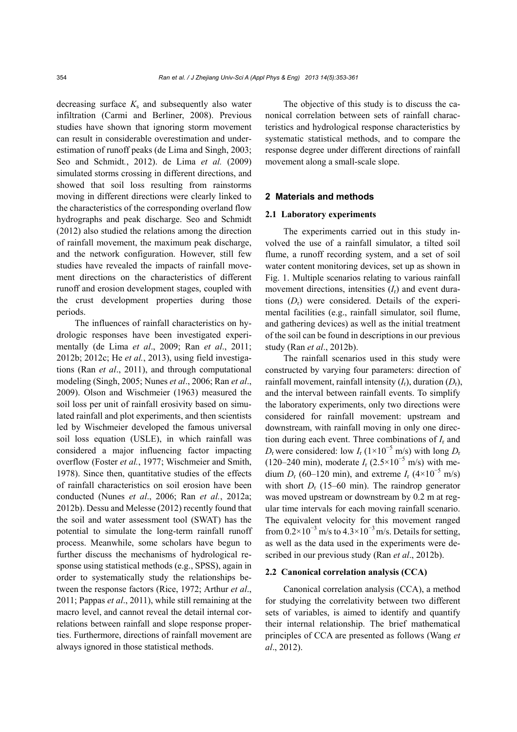decreasing surface $K_s$ and subsequently also water infiltration (Carmi and Berliner, 2008). Previous studies have shown that ignoring storm movement can result in considerable overestimation and underestimation of runoff peaks (de Lima and Singh, 2003; Seo and Schmidt., 2012). de Lima *et al.* (2009) simulated storms crossing in different directions, and showed that soil loss resulting from rainstorms moving in different directions were clearly linked to the characteristics of the corresponding overland flow hydrographs and peak discharge. Seo and Schmidt (2012) also studied the relations among the direction of rainfall movement, the maximum peak discharge, and the network configuration. However, still few studies have revealed the impacts of rainfall movement directions on the characteristics of different runoff and erosion development stages, coupled with the crust development properties during those periods.

The influences of rainfall characteristics on hydrologic responses have been investigated experimentally (de Lima *et al*., 2009; Ran *et al*., 2011; 2012b; 2012c; He *et al.*, 2013), using field investigations (Ran *et al*., 2011), and through computational modeling (Singh, 2005; Nunes *et al*., 2006; Ran *et al*., 2009). Olson and Wischmeier (1963) measured the soil loss per unit of rainfall erosivity based on simulated rainfall and plot experiments, and then scientists led by Wischmeier developed the famous universal soil loss equation (USLE), in which rainfall was considered a major influencing factor impacting overflow (Foster *et al.*, 1977; Wischmeier and Smith, 1978). Since then, quantitative studies of the effects of rainfall characteristics on soil erosion have been conducted (Nunes *et al*., 2006; Ran *et al.*, 2012a; 2012b). Dessu and Melesse (2012) recently found that the soil and water assessment tool (SWAT) has the potential to simulate the long-term rainfall runoff process. Meanwhile, some scholars have begun to further discuss the mechanisms of hydrological response using statistical methods (e.g., SPSS), again in order to systematically study the relationships between the response factors (Rice, 1972; Arthur *et al*., 2011; Pappas *et al*., 2011), while still remaining at the macro level, and cannot reveal the detail internal correlations between rainfall and slope response properties. Furthermore, directions of rainfall movement are always ignored in those statistical methods.

The objective of this study is to discuss the canonical correlation between sets of rainfall characteristics and hydrological response characteristics by systematic statistical methods, and to compare the response degree under different directions of rainfall movement along a small-scale slope.

## 2 Materials and methods

### 2.1 Laboratory experiments

The experiments carried out in this study involved the use of a rainfall simulator, a tilted soil flume, a runoff recording system, and a set of soil water content monitoring devices, set up as shown in Fig. 1. Multiple scenarios relating to various rainfall movement directions, intensities ($I_r$) and event durations ($D_r$) were considered. Details of the experimental facilities (e.g., rainfall simulator, soil flume, and gathering devices) as well as the initial treatment of the soil can be found in descriptions in our previous study (Ran *et al*., 2012b).

The rainfall scenarios used in this study were constructed by varying four parameters: direction of rainfall movement, rainfall intensity ($I_r$), duration ($D_r$), and the interval between rainfall events. To simplify the laboratory experiments, only two directions were considered for rainfall movement: upstream and downstream, with rainfall moving in only one direction during each event. Three combinations of $I_r$ and $D_r$ were considered: low $I_r$ ($1\times10^{-5}$ m/s) with long $D_r$ (120–240 min), moderate $I_r$ ($2.5\times10^{-5}$ m/s) with medium $D_r$ (60–120 min), and extreme $I_r$ ($4\times10^{-5}$ m/s) with short $D_r$ (15–60 min). The raindrop generator was moved upstream or downstream by 0.2 m at regular time intervals for each moving rainfall scenario. The equivalent velocity for this movement ranged from $0.2\times10^{-3}$ m/s to $4.3\times10^{-3}$ m/s. Details for setting, as well as the data used in the experiments were described in our previous study (Ran *et al*., 2012b).

### 2.2 Canonical correlation analysis (CCA)

Canonical correlation analysis (CCA), a method for studying the correlativity between two different sets of variables, is aimed to identify and quantify their internal relationship. The brief mathematical principles of CCA are presented as follows (Wang *et al*., 2012).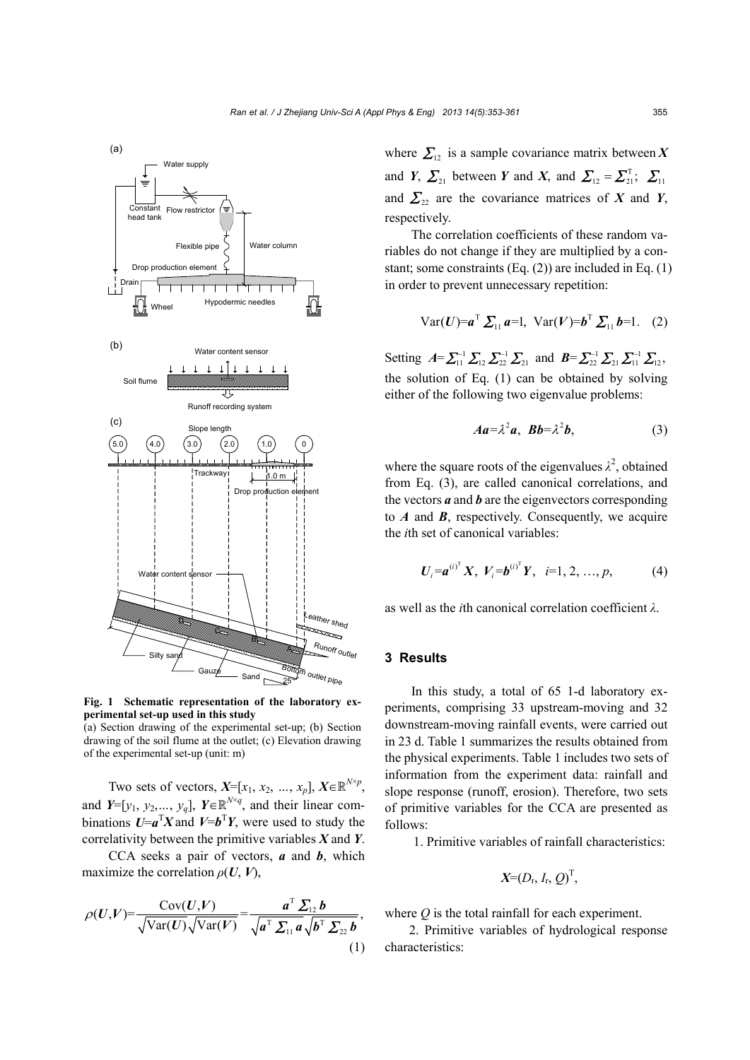Fig. 1 Schematic representation of the laboratory experimental set-up used in this study

(a) Section drawing of the experimental set-up; (b) Section drawing of the soil flume at the outlet; (c) Elevation drawing of the experimental set-up (unit: m)

Two sets of vectors, $\boldsymbol{X}=[x_1, x_2, \ldots, x_p]$, $\boldsymbol{X}\in\mathbb{R}^{N\times p}$, and $\boldsymbol{Y}=[y_1, y_2, \ldots, y_q]$, $\boldsymbol{Y}\in\mathbb{R}^{N\times q}$, and their linear combinations $\boldsymbol{U}=\boldsymbol{a}^{\mathrm{T}}\boldsymbol{X}$ and $\boldsymbol{V}=\boldsymbol{b}^{\mathrm{T}}\boldsymbol{Y}$, were used to study the correlativity between the primitive variables $\boldsymbol{X}$ and $\boldsymbol{Y}$.

CCA seeks a pair of vectors, $\boldsymbol{a}$ and $\boldsymbol{b}$, which maximize the correlation $\rho(\boldsymbol{U}, \boldsymbol{V})$,

$$\rho(\boldsymbol{U},\boldsymbol{V})=\frac{\mathrm{Cov}(\boldsymbol{U},\boldsymbol{V})}{\sqrt{\mathrm{Var}(\boldsymbol{U})}\sqrt{\mathrm{Var}(\boldsymbol{V})}}=\frac{\boldsymbol{a}^{\mathrm{T}}\boldsymbol{\Sigma}_{12}\boldsymbol{b}}{\sqrt{\boldsymbol{a}^{\mathrm{T}}\boldsymbol{\Sigma}_{11}\boldsymbol{a}}\sqrt{\boldsymbol{b}^{\mathrm{T}}\boldsymbol{\Sigma}_{22}\boldsymbol{b}}}, \tag{1}$$

where $\boldsymbol{\Sigma}_{12}$ is a sample covariance matrix between $\boldsymbol{X}$ and $\boldsymbol{Y}$, $\boldsymbol{\Sigma}_{21}$ between $\boldsymbol{Y}$ and $\boldsymbol{X}$, and $\boldsymbol{\Sigma}_{12}=\boldsymbol{\Sigma}_{21}^{\mathrm{T}}$; $\boldsymbol{\Sigma}_{11}$ and $\boldsymbol{\Sigma}_{22}$ are the covariance matrices of $\boldsymbol{X}$ and $\boldsymbol{Y}$, respectively.

The correlation coefficients of these random variables do not change if they are multiplied by a constant; some constraints (Eq. (2)) are included in Eq. (1) in order to prevent unnecessary repetition:

$$\mathrm{Var}(\boldsymbol{U})=\boldsymbol{a}^{\mathrm{T}}\boldsymbol{\Sigma}_{11}\boldsymbol{a}=1,\ \mathrm{Var}(\boldsymbol{V})=\boldsymbol{b}^{\mathrm{T}}\boldsymbol{\Sigma}_{11}\boldsymbol{b}=1. \tag{2}$$

Setting $\boldsymbol{A}=\boldsymbol{\Sigma}_{11}^{-1}\boldsymbol{\Sigma}_{12}\boldsymbol{\Sigma}_{22}^{-1}\boldsymbol{\Sigma}_{21}$ and $\boldsymbol{B}=\boldsymbol{\Sigma}_{22}^{-1}\boldsymbol{\Sigma}_{21}\boldsymbol{\Sigma}_{11}^{-1}\boldsymbol{\Sigma}_{12}$, the solution of Eq. (1) can be obtained by solving either of the following two eigenvalue problems:

$$\boldsymbol{A}\boldsymbol{a}=\lambda^2\boldsymbol{a},\ \ \boldsymbol{B}\boldsymbol{b}=\lambda^2\boldsymbol{b}, \tag{3}$$

where the square roots of the eigenvalues $\lambda^2$, obtained from Eq. (3), are called canonical correlations, and the vectors $\boldsymbol{a}$ and $\boldsymbol{b}$ are the eigenvectors corresponding to $\boldsymbol{A}$ and $\boldsymbol{B}$, respectively. Consequently, we acquire the $i$th set of canonical variables:

$$\boldsymbol{U}_i=\boldsymbol{a}^{(i)^{\mathrm{T}}}\boldsymbol{X},\ \ \boldsymbol{V}_i=\boldsymbol{b}^{(i)^{\mathrm{T}}}\boldsymbol{Y},\ \ i=1, 2, \ldots, p, \tag{4}$$

as well as the $i$th canonical correlation coefficient $\lambda$.

## 3 Results

In this study, a total of 65 1-d laboratory experiments, comprising 33 upstream-moving and 32 downstream-moving rainfall events, were carried out in 23 d. Table 1 summarizes the results obtained from the physical experiments. Table 1 includes two sets of information from the experiment data: rainfall and slope response (runoff, erosion). Therefore, two sets of primitive variables for the CCA are presented as follows:

1. Primitive variables of rainfall characteristics:

$$\boldsymbol{X}=(D_{\mathrm{r}}, I_{\mathrm{r}}, Q)^{\mathrm{T}},$$

where $Q$ is the total rainfall for each experiment.

2. Primitive variables of hydrological response characteristics: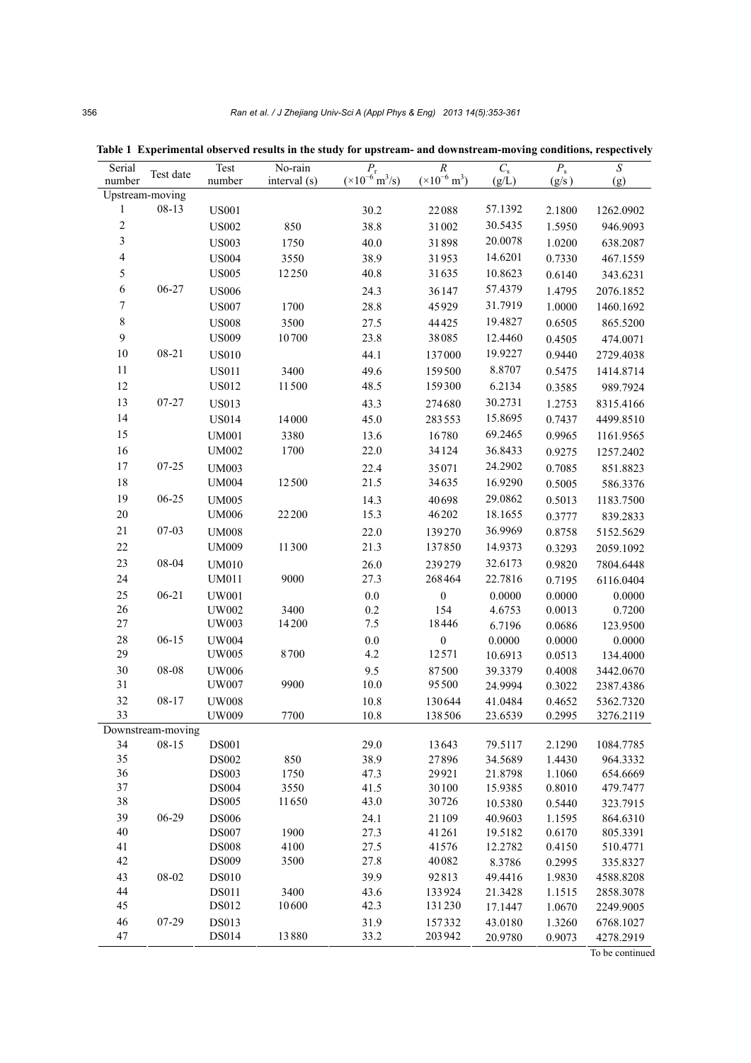**Table 1 Experimental observed results in the study for upstream- and downstream-moving conditions, respectively**

| Serial number | Test date | Test number | No-rain interval (s) | $P_r$ ($\times10^{-6}$ m$^3$/s) | $R$ ($\times10^{-6}$ m$^3$) | $C_s$ (g/L) | $P_s$ (g/s) | $S$ (g) |
|---|---|---|---|---|---|---|---|---|
| Upstream-moving | | | | | | | | |
| 1 | 08-13 | US001 | | 30.2 | 22088 | 57.1392 | 2.1800 | 1262.0902 |
| 2 | | US002 | 850 | 38.8 | 31002 | 30.5435 | 1.5950 | 946.9093 |
| 3 | | US003 | 1750 | 40.0 | 31898 | 20.0078 | 1.0200 | 638.2087 |
| 4 | | US004 | 3550 | 38.9 | 31953 | 14.6201 | 0.7330 | 467.1559 |
| 5 | | US005 | 12250 | 40.8 | 31635 | 10.8623 | 0.6140 | 343.6231 |
| 6 | 06-27 | US006 | | 24.3 | 36147 | 57.4379 | 1.4795 | 2076.1852 |
| 7 | | US007 | 1700 | 28.8 | 45929 | 31.7919 | 1.0000 | 1460.1692 |
| 8 | | US008 | 3500 | 27.5 | 44425 | 19.4827 | 0.6505 | 865.5200 |
| 9 | | US009 | 10700 | 23.8 | 38085 | 12.4460 | 0.4505 | 474.0071 |
| 10 | 08-21 | US010 | | 44.1 | 137000 | 19.9227 | 0.9440 | 2729.4038 |
| 11 | | US011 | 3400 | 49.6 | 159500 | 8.8707 | 0.5475 | 1414.8714 |
| 12 | | US012 | 11500 | 48.5 | 159300 | 6.2134 | 0.3585 | 989.7924 |
| 13 | 07-27 | US013 | | 43.3 | 274680 | 30.2731 | 1.2753 | 8315.4166 |
| 14 | | US014 | 14000 | 45.0 | 283553 | 15.8695 | 0.7437 | 4499.8510 |
| 15 | | UM001 | 3380 | 13.6 | 16780 | 69.2465 | 0.9965 | 1161.9565 |
| 16 | | UM002 | 1700 | 22.0 | 34124 | 36.8433 | 0.9275 | 1257.2402 |
| 17 | 07-25 | UM003 | | 22.4 | 35071 | 24.2902 | 0.7085 | 851.8823 |
| 18 | | UM004 | 12500 | 21.5 | 34635 | 16.9290 | 0.5005 | 586.3376 |
| 19 | 06-25 | UM005 | | 14.3 | 40698 | 29.0862 | 0.5013 | 1183.7500 |
| 20 | | UM006 | 22200 | 15.3 | 46202 | 18.1655 | 0.3777 | 839.2833 |
| 21 | 07-03 | UM008 | | 22.0 | 139270 | 36.9969 | 0.8758 | 5152.5629 |
| 22 | | UM009 | 11300 | 21.3 | 137850 | 14.9373 | 0.3293 | 2059.1092 |
| 23 | 08-04 | UM010 | | 26.0 | 239279 | 32.6173 | 0.9820 | 7804.6448 |
| 24 | | UM011 | 9000 | 27.3 | 268464 | 22.7816 | 0.7195 | 6116.0404 |
| 25 | 06-21 | UW001 | | 0.0 | 0 | 0.0000 | 0.0000 | 0.0000 |
| 26 | | UW002 | 3400 | 0.2 | 154 | 4.6753 | 0.0013 | 0.7200 |
| 27 | | UW003 | 14200 | 7.5 | 18446 | 6.7196 | 0.0686 | 123.9500 |
| 28 | 06-15 | UW004 | | 0.0 | 0 | 0.0000 | 0.0000 | 0.0000 |
| 29 | | UW005 | 8700 | 4.2 | 12571 | 10.6913 | 0.0513 | 134.4000 |
| 30 | 08-08 | UW006 | | 9.5 | 87500 | 39.3379 | 0.4008 | 3442.0670 |
| 31 | | UW007 | 9900 | 10.0 | 95500 | 24.9994 | 0.3022 | 2387.4386 |
| 32 | 08-17 | UW008 | | 10.8 | 130644 | 41.0484 | 0.4652 | 5362.7320 |
| 33 | | UW009 | 7700 | 10.8 | 138506 | 23.6539 | 0.2995 | 3276.2119 |
| Downstream-moving | | | | | | | | |
| 34 | 08-15 | DS001 | | 29.0 | 13643 | 79.5117 | 2.1290 | 1084.7785 |
| 35 | | DS002 | 850 | 38.9 | 27896 | 34.5689 | 1.4430 | 964.3332 |
| 36 | | DS003 | 1750 | 47.3 | 29921 | 21.8798 | 1.1060 | 654.6669 |
| 37 | | DS004 | 3550 | 41.5 | 30100 | 15.9385 | 0.8010 | 479.7477 |
| 38 | | DS005 | 11650 | 43.0 | 30726 | 10.5380 | 0.5440 | 323.7915 |
| 39 | 06-29 | DS006 | | 24.1 | 21109 | 40.9603 | 1.1595 | 864.6310 |
| 40 | | DS007 | 1900 | 27.3 | 41261 | 19.5182 | 0.6170 | 805.3391 |
| 41 | | DS008 | 4100 | 27.5 | 41576 | 12.2782 | 0.4150 | 510.4771 |
| 42 | | DS009 | 3500 | 27.8 | 40082 | 8.3786 | 0.2995 | 335.8327 |
| 43 | 08-02 | DS010 | | 39.9 | 92813 | 49.4416 | 1.9830 | 4588.8208 |
| 44 | | DS011 | 3400 | 43.6 | 133924 | 21.3428 | 1.1515 | 2858.3078 |
| 45 | | DS012 | 10600 | 42.3 | 131230 | 17.1447 | 1.0670 | 2249.9005 |
| 46 | 07-29 | DS013 | | 31.9 | 157332 | 43.0180 | 1.3260 | 6768.1027 |
| 47 | | DS014 | 13880 | 33.2 | 203942 | 20.9780 | 0.9073 | 4278.2919 |

To be continued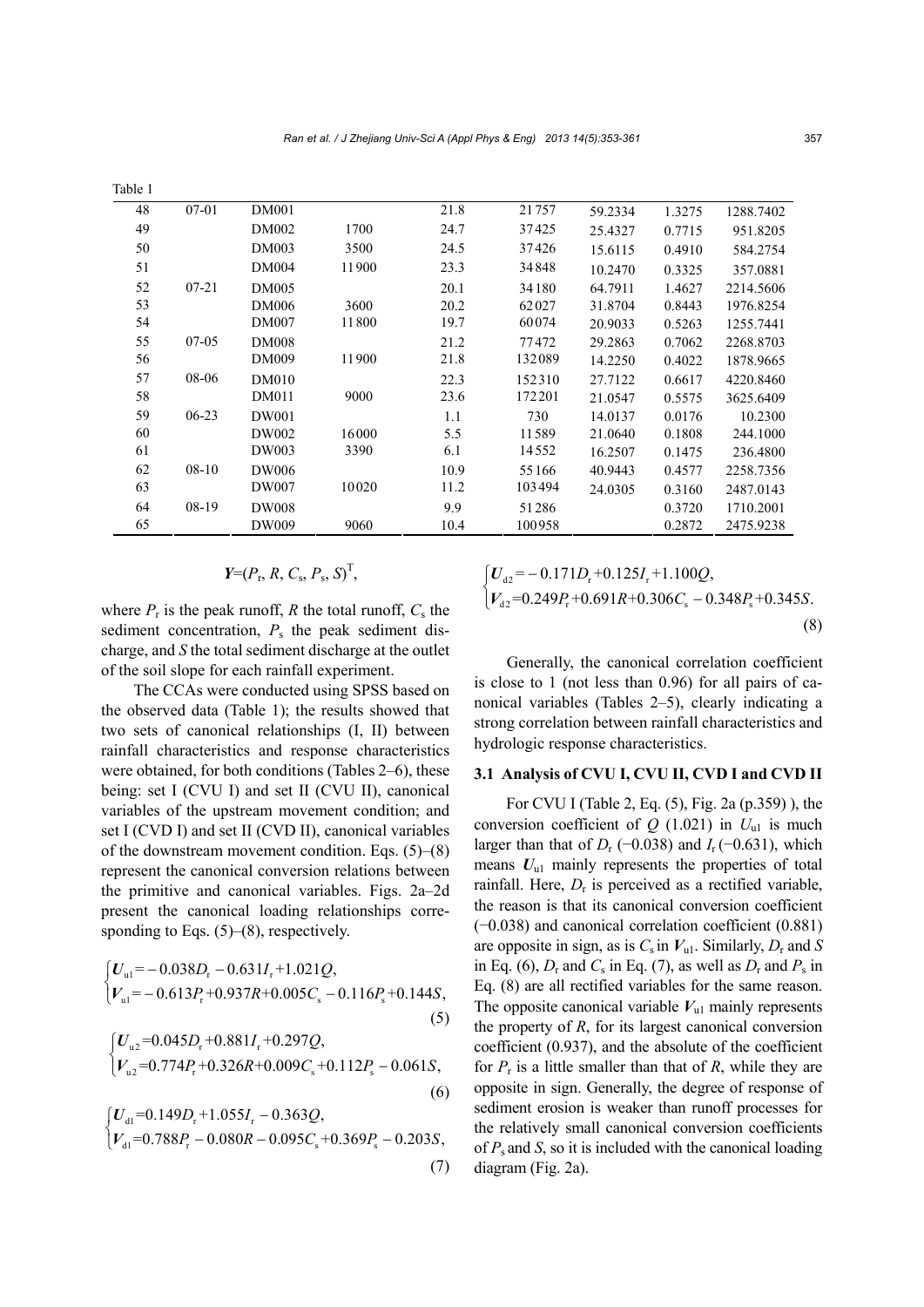Table 1

| | | | | | | | | |
|---|---|---|---|---|---|---|---|---|
| 48 | 07-01 | DM001 | | 21.8 | 21757 | 59.2334 | 1.3275 | 1288.7402 |
| 49 | | DM002 | 1700 | 24.7 | 37425 | 25.4327 | 0.7715 | 951.8205 |
| 50 | | DM003 | 3500 | 24.5 | 37426 | 15.6115 | 0.4910 | 584.2754 |
| 51 | | DM004 | 11900 | 23.3 | 34848 | 10.2470 | 0.3325 | 357.0881 |
| 52 | 07-21 | DM005 | | 20.1 | 34180 | 64.7911 | 1.4627 | 2214.5606 |
| 53 | | DM006 | 3600 | 20.2 | 62027 | 31.8704 | 0.8443 | 1976.8254 |
| 54 | | DM007 | 11800 | 19.7 | 60074 | 20.9033 | 0.5263 | 1255.7441 |
| 55 | 07-05 | DM008 | | 21.2 | 77472 | 29.2863 | 0.7062 | 2268.8703 |
| 56 | | DM009 | 11900 | 21.8 | 132089 | 14.2250 | 0.4022 | 1878.9665 |
| 57 | 08-06 | DM010 | | 22.3 | 152310 | 27.7122 | 0.6617 | 4220.8460 |
| 58 | | DM011 | 9000 | 23.6 | 172201 | 21.0547 | 0.5575 | 3625.6409 |
| 59 | 06-23 | DW001 | | 1.1 | 730 | 14.0137 | 0.0176 | 10.2300 |
| 60 | | DW002 | 16000 | 5.5 | 11589 | 21.0640 | 0.1808 | 244.1000 |
| 61 | | DW003 | 3390 | 6.1 | 14552 | 16.2507 | 0.1475 | 236.4800 |
| 62 | 08-10 | DW006 | | 10.9 | 55166 | 40.9443 | 0.4577 | 2258.7356 |
| 63 | | DW007 | 10020 | 11.2 | 103494 | 24.0305 | 0.3160 | 2487.0143 |
| 64 | 08-19 | DW008 | | 9.9 | 51286 | | 0.3720 | 1710.2001 |
| 65 | | DW009 | 9060 | 10.4 | 100958 | | 0.2872 | 2475.9238 |

$$\boldsymbol{Y}=(P_r, R, C_s, P_s, S)^T,$$

where $P_r$ is the peak runoff, $R$ the total runoff, $C_s$ the sediment concentration, $P_s$ the peak sediment discharge, and $S$ the total sediment discharge at the outlet of the soil slope for each rainfall experiment.

The CCAs were conducted using SPSS based on the observed data (Table 1); the results showed that two sets of canonical relationships (I, II) between rainfall characteristics and response characteristics were obtained, for both conditions (Tables 2–6), these being: set I (CVU I) and set II (CVU II), canonical variables of the upstream movement condition; and set I (CVD I) and set II (CVD II), canonical variables of the downstream movement condition. Eqs. (5)–(8) represent the canonical conversion relations between the primitive and canonical variables. Figs. 2a–2d present the canonical loading relationships corresponding to Eqs. (5)–(8), respectively.

$$\begin{cases}\boldsymbol{U}_{u1}=-0.038D_r-0.631I_r+1.021Q,\\ \boldsymbol{V}_{u1}=-0.613P_r+0.937R+0.005C_s-0.116P_s+0.144S,\end{cases}\tag{5}$$

$$\begin{cases}\boldsymbol{U}_{u2}=0.045D_r+0.881I_r+0.297Q,\\ \boldsymbol{V}_{u2}=0.774P_r+0.326R+0.009C_s+0.112P_s-0.061S,\end{cases}\tag{6}$$

$$\begin{cases}\boldsymbol{U}_{d1}=0.149D_r+1.055I_r-0.363Q,\\ \boldsymbol{V}_{d1}=0.788P_r-0.080R-0.095C_s+0.369P_s-0.203S,\end{cases}\tag{7}$$

$$\begin{cases}\boldsymbol{U}_{d2}=-0.171D_r+0.125I_r+1.100Q,\\ \boldsymbol{V}_{d2}=0.249P_r+0.691R+0.306C_s-0.348P_s+0.345S.\end{cases}\tag{8}$$

Generally, the canonical correlation coefficient is close to 1 (not less than 0.96) for all pairs of canonical variables (Tables 2–5), clearly indicating a strong correlation between rainfall characteristics and hydrologic response characteristics.

### 3.1 Analysis of CVU I, CVU II, CVD I and CVD II

For CVU I (Table 2, Eq. (5), Fig. 2a (p.359) ), the conversion coefficient of $Q$ (1.021) in $U_{u1}$ is much larger than that of $D_r$ (−0.038) and $I_r$ (−0.631), which means $\boldsymbol{U}_{u1}$ mainly represents the properties of total rainfall. Here, $D_r$ is perceived as a rectified variable, the reason is that its canonical conversion coefficient (−0.038) and canonical correlation coefficient (0.881) are opposite in sign, as is $C_s$ in $\boldsymbol{V}_{u1}$. Similarly, $D_r$ and $S$ in Eq. (6), $D_r$ and $C_s$ in Eq. (7), as well as $D_r$ and $P_s$ in Eq. (8) are all rectified variables for the same reason. The opposite canonical variable $\boldsymbol{V}_{u1}$ mainly represents the property of $R$, for its largest canonical conversion coefficient (0.937), and the absolute of the coefficient for $P_r$ is a little smaller than that of $R$, while they are opposite in sign. Generally, the degree of response of sediment erosion is weaker than runoff processes for the relatively small canonical conversion coefficients of $P_s$ and $S$, so it is included with the canonical loading diagram (Fig. 2a).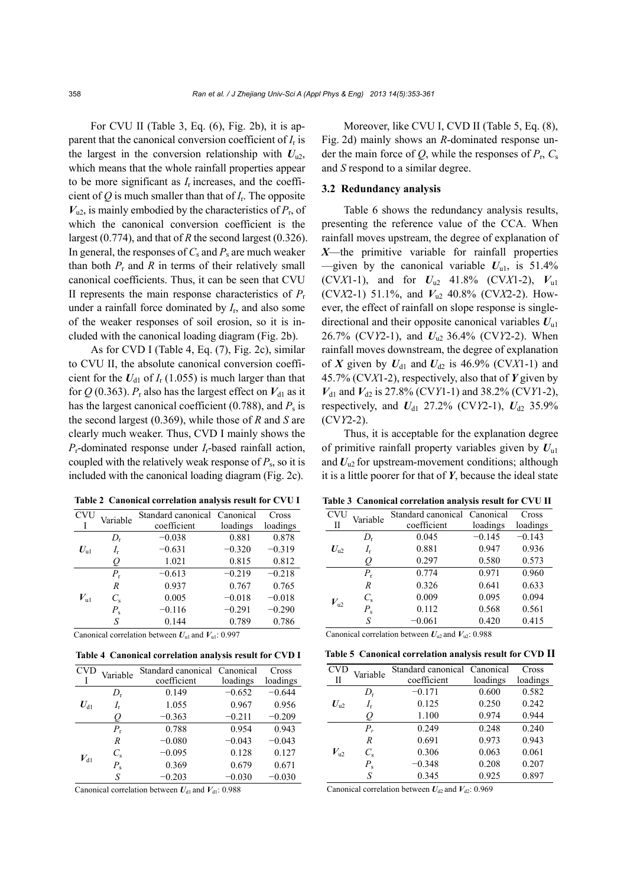For CVU II (Table 3, Eq. (6), Fig. 2b), it is apparent that the canonical conversion coefficient of $I_r$ is the largest in the conversion relationship with $\boldsymbol{U}_{u2}$, which means that the whole rainfall properties appear to be more significant as $I_r$ increases, and the coefficient of $Q$ is much smaller than that of $I_r$. The opposite $\boldsymbol{V}_{u2}$, is mainly embodied by the characteristics of $P_r$, of which the canonical conversion coefficient is the largest (0.774), and that of $R$ the second largest (0.326). In general, the responses of $C_s$ and $P_s$ are much weaker than both $P_r$ and $R$ in terms of their relatively small canonical coefficients. Thus, it can be seen that CVU II represents the main response characteristics of $P_r$ under a rainfall force dominated by $I_r$, and also some of the weaker responses of soil erosion, so it is included with the canonical loading diagram (Fig. 2b).

As for CVD I (Table 4, Eq. (7), Fig. 2c), similar to CVU II, the absolute canonical conversion coefficient for the $\boldsymbol{U}_{d1}$ of $I_r$ (1.055) is much larger than that for $Q$ (0.363). $P_r$ also has the largest effect on $\boldsymbol{V}_{d1}$ as it has the largest canonical coefficient (0.788), and $P_s$ is the second largest (0.369), while those of $R$ and $S$ are clearly much weaker. Thus, CVD I mainly shows the $P_r$-dominated response under $I_r$-based rainfall action, coupled with the relatively weak response of $P_s$, so it is included with the canonical loading diagram (Fig. 2c).

Moreover, like CVU I, CVD II (Table 5, Eq. (8), Fig. 2d) mainly shows an $R$-dominated response under the main force of $Q$, while the responses of $P_r$, $C_s$ and $S$ respond to a similar degree.

### 3.2 Redundancy analysis

Table 6 shows the redundancy analysis results, presenting the reference value of the CCA. When rainfall moves upstream, the degree of explanation of $\boldsymbol{X}$—the primitive variable for rainfall properties—given by the canonical variable $\boldsymbol{U}_{u1}$, is 51.4% (CV*X*1-1), and for $\boldsymbol{U}_{u2}$ 41.8% (CV*X*1-2), $\boldsymbol{V}_{u1}$ (CV*X*2-1) 51.1%, and $\boldsymbol{V}_{u2}$ 40.8% (CV*X*2-2). However, the effect of rainfall on slope response is single-directional and their opposite canonical variables $\boldsymbol{U}_{u1}$ 26.7% (CV*Y*2-1), and $\boldsymbol{U}_{u2}$ 36.4% (CV*Y*2-2). When rainfall moves downstream, the degree of explanation of $\boldsymbol{X}$ given by $\boldsymbol{U}_{d1}$ and $\boldsymbol{U}_{d2}$ is 46.9% (CV*X*1-1) and 45.7% (CV*X*1-2), respectively, also that of $\boldsymbol{Y}$ given by $\boldsymbol{V}_{d1}$ and $\boldsymbol{V}_{d2}$ is 27.8% (CV*Y*1-1) and 38.2% (CV*Y*1-2), respectively, and $\boldsymbol{U}_{d1}$ 27.2% (CV*Y*2-1), $\boldsymbol{U}_{d2}$ 35.9% (CV*Y*2-2).

Thus, it is acceptable for the explanation degree of primitive rainfall property variables given by $\boldsymbol{U}_{u1}$ and $\boldsymbol{U}_{u2}$ for upstream-movement conditions; although it is a little poorer for that of $\boldsymbol{Y}$, because the ideal state

**Table 2 Canonical correlation analysis result for CVU I**

| CVU I | Variable | Standard canonical coefficient | Canonical loadings | Cross loadings |
|---|---|---|---|---|
| $\boldsymbol{U}_{u1}$ | $D_r$ | −0.038 | 0.881 | 0.878 |
| | $I_r$ | −0.631 | −0.320 | −0.319 |
| | $Q$ | 1.021 | 0.815 | 0.812 |
| $\boldsymbol{V}_{u1}$ | $P_r$ | −0.613 | −0.219 | −0.218 |
| | $R$ | 0.937 | 0.767 | 0.765 |
| | $C_s$ | 0.005 | −0.018 | −0.018 |
| | $P_s$ | −0.116 | −0.291 | −0.290 |
| | $S$ | 0.144 | 0.789 | 0.786 |

Canonical correlation between $\boldsymbol{U}_{u1}$ and $\boldsymbol{V}_{u1}$: 0.997

**Table 3 Canonical correlation analysis result for CVU II**

| CVU II | Variable | Standard canonical coefficient | Canonical loadings | Cross loadings |
|---|---|---|---|---|
| $\boldsymbol{U}_{u2}$ | $D_r$ | 0.045 | −0.145 | −0.143 |
| | $I_r$ | 0.881 | 0.947 | 0.936 |
| | $Q$ | 0.297 | 0.580 | 0.573 |
| $\boldsymbol{V}_{u2}$ | $P_r$ | 0.774 | 0.971 | 0.960 |
| | $R$ | 0.326 | 0.641 | 0.633 |
| | $C_s$ | 0.009 | 0.095 | 0.094 |
| | $P_s$ | 0.112 | 0.568 | 0.561 |
| | $S$ | −0.061 | 0.420 | 0.415 |

Canonical correlation between $\boldsymbol{U}_{u2}$ and $\boldsymbol{V}_{u2}$: 0.988

**Table 4 Canonical correlation analysis result for CVD I**

| CVD I | Variable | Standard canonical coefficient | Canonical loadings | Cross loadings |
|---|---|---|---|---|
| $\boldsymbol{U}_{d1}$ | $D_r$ | 0.149 | −0.652 | −0.644 |
| | $I_r$ | 1.055 | 0.967 | 0.956 |
| | $Q$ | −0.363 | −0.211 | −0.209 |
| $\boldsymbol{V}_{d1}$ | $P_r$ | 0.788 | 0.954 | 0.943 |
| | $R$ | −0.080 | −0.043 | −0.043 |
| | $C_s$ | −0.095 | 0.128 | 0.127 |
| | $P_s$ | 0.369 | 0.679 | 0.671 |
| | $S$ | −0.203 | −0.030 | −0.030 |

Canonical correlation between $\boldsymbol{U}_{d1}$ and $\boldsymbol{V}_{d1}$: 0.988

**Table 5 Canonical correlation analysis result for CVD II**

| CVD II | Variable | Standard canonical coefficient | Canonical loadings | Cross loadings |
|---|---|---|---|---|
| $\boldsymbol{U}_{u2}$ | $D_r$ | −0.171 | 0.600 | 0.582 |
| | $I_r$ | 0.125 | 0.250 | 0.242 |
| | $Q$ | 1.100 | 0.974 | 0.944 |
| $\boldsymbol{V}_{u2}$ | $P_r$ | 0.249 | 0.248 | 0.240 |
| | $R$ | 0.691 | 0.973 | 0.943 |
| | $C_s$ | 0.306 | 0.063 | 0.061 |
| | $P_s$ | −0.348 | 0.208 | 0.207 |
| | $S$ | 0.345 | 0.925 | 0.897 |

Canonical correlation between $\boldsymbol{U}_{d2}$ and $\boldsymbol{V}_{d2}$: 0.969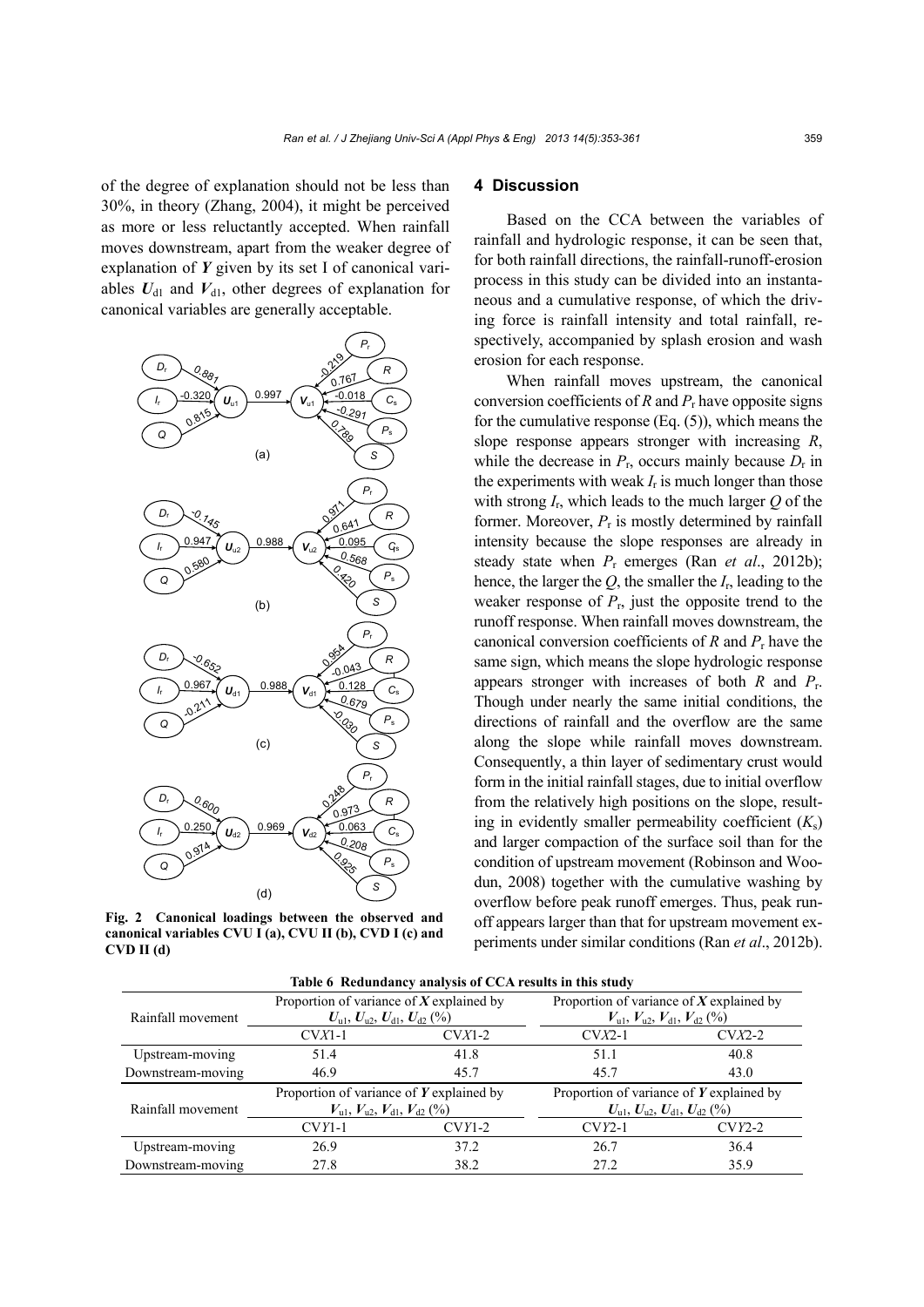of the degree of explanation should not be less than 30%, in theory (Zhang, 2004), it might be perceived as more or less reluctantly accepted. When rainfall moves downstream, apart from the weaker degree of explanation of $\boldsymbol{Y}$ given by its set I of canonical variables $\boldsymbol{U}_{d1}$ and $\boldsymbol{V}_{d1}$, other degrees of explanation for canonical variables are generally acceptable.

**Fig. 2 Canonical loadings between the observed and canonical variables CVU I (a), CVU II (b), CVD I (c) and CVD II (d)**

## 4 Discussion

Based on the CCA between the variables of rainfall and hydrologic response, it can be seen that, for both rainfall directions, the rainfall-runoff-erosion process in this study can be divided into an instantaneous and a cumulative response, of which the driving force is rainfall intensity and total rainfall, respectively, accompanied by splash erosion and wash erosion for each response.

When rainfall moves upstream, the canonical conversion coefficients of $R$ and $P_r$ have opposite signs for the cumulative response (Eq. (5)), which means the slope response appears stronger with increasing $R$, while the decrease in $P_r$, occurs mainly because $D_r$ in the experiments with weak $I_r$ is much longer than those with strong $I_r$, which leads to the much larger $Q$ of the former. Moreover, $P_r$ is mostly determined by rainfall intensity because the slope responses are already in steady state when $P_r$ emerges (Ran *et al*., 2012b); hence, the larger the $Q$, the smaller the $I_r$, leading to the weaker response of $P_r$, just the opposite trend to the runoff response. When rainfall moves downstream, the canonical conversion coefficients of $R$ and $P_r$ have the same sign, which means the slope hydrologic response appears stronger with increases of both $R$ and $P_r$. Though under nearly the same initial conditions, the directions of rainfall and the overflow are the same along the slope while rainfall moves downstream. Consequently, a thin layer of sedimentary crust would form in the initial rainfall stages, due to initial overflow from the relatively high positions on the slope, resulting in evidently smaller permeability coefficient ($K_s$) and larger compaction of the surface soil than for the condition of upstream movement (Robinson and Woodun, 2008) together with the cumulative washing by overflow before peak runoff emerges. Thus, peak runoff appears larger than that for upstream movement experiments under similar conditions (Ran *et al*., 2012b).

**Table 6 Redundancy analysis of CCA results in this study**

| Rainfall movement | Proportion of variance of $\boldsymbol{X}$ explained by $\boldsymbol{U}_{u1}$, $\boldsymbol{U}_{u2}$, $\boldsymbol{U}_{d1}$, $\boldsymbol{U}_{d2}$ (%) | | Proportion of variance of $\boldsymbol{X}$ explained by $\boldsymbol{V}_{u1}$, $\boldsymbol{V}_{u2}$, $\boldsymbol{V}_{d1}$, $\boldsymbol{V}_{d2}$ (%) | |
|---|---|---|---|---|
| | CV$X$1-1 | CV$X$1-2 | CV$X$2-1 | CV$X$2-2 |
| Upstream-moving | 51.4 | 41.8 | 51.1 | 40.8 |
| Downstream-moving | 46.9 | 45.7 | 45.7 | 43.0 |
| Rainfall movement | Proportion of variance of $\boldsymbol{Y}$ explained by $\boldsymbol{V}_{u1}$, $\boldsymbol{V}_{u2}$, $\boldsymbol{V}_{d1}$, $\boldsymbol{V}_{d2}$ (%) | | Proportion of variance of $\boldsymbol{Y}$ explained by $\boldsymbol{U}_{u1}$, $\boldsymbol{U}_{u2}$, $\boldsymbol{U}_{d1}$, $\boldsymbol{U}_{d2}$ (%) | |
| | CV$Y$1-1 | CV$Y$1-2 | CV$Y$2-1 | CV$Y$2-2 |
| Upstream-moving | 26.9 | 37.2 | 26.7 | 36.4 |
| Downstream-moving | 27.8 | 38.2 | 27.2 | 35.9 |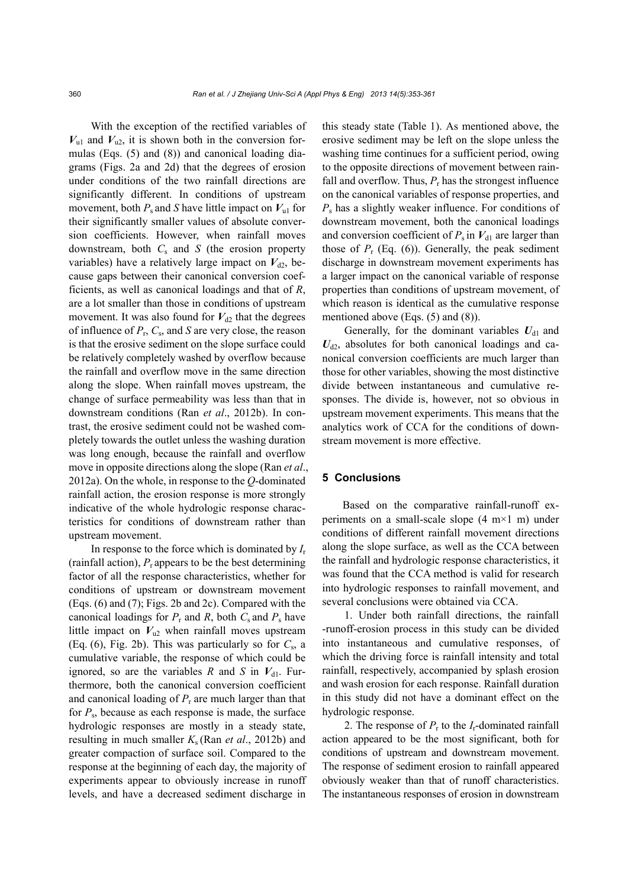With the exception of the rectified variables of $\boldsymbol{V}_{u1}$ and $\boldsymbol{V}_{u2}$, it is shown both in the conversion formulas (Eqs. (5) and (8)) and canonical loading diagrams (Figs. 2a and 2d) that the degrees of erosion under conditions of the two rainfall directions are significantly different. In conditions of upstream movement, both $P_s$ and $S$ have little impact on $\boldsymbol{V}_{u1}$ for their significantly smaller values of absolute conversion coefficients. However, when rainfall moves downstream, both $C_s$ and $S$ (the erosion property variables) have a relatively large impact on $\boldsymbol{V}_{d2}$, because gaps between their canonical conversion coefficients, as well as canonical loadings and that of $R$, are a lot smaller than those in conditions of upstream movement. It was also found for $\boldsymbol{V}_{d2}$ that the degrees of influence of $P_r$, $C_s$, and $S$ are very close, the reason is that the erosive sediment on the slope surface could be relatively completely washed by overflow because the rainfall and overflow move in the same direction along the slope. When rainfall moves upstream, the change of surface permeability was less than that in downstream conditions (Ran *et al*., 2012b). In contrast, the erosive sediment could not be washed completely towards the outlet unless the washing duration was long enough, because the rainfall and overflow move in opposite directions along the slope (Ran *et al*., 2012a). On the whole, in response to the $Q$-dominated rainfall action, the erosion response is more strongly indicative of the whole hydrologic response characteristics for conditions of downstream rather than upstream movement.

In response to the force which is dominated by $I_r$ (rainfall action), $P_r$ appears to be the best determining factor of all the response characteristics, whether for conditions of upstream or downstream movement (Eqs. (6) and (7); Figs. 2b and 2c). Compared with the canonical loadings for $P_r$ and $R$, both $C_s$ and $P_s$ have little impact on $\boldsymbol{V}_{u2}$ when rainfall moves upstream (Eq. (6), Fig. 2b). This was particularly so for $C_s$, a cumulative variable, the response of which could be ignored, so are the variables $R$ and $S$ in $\boldsymbol{V}_{d1}$. Furthermore, both the canonical conversion coefficient and canonical loading of $P_r$ are much larger than that for $P_s$, because as each response is made, the surface hydrologic responses are mostly in a steady state, resulting in much smaller $K_s$ (Ran *et al*., 2012b) and greater compaction of surface soil. Compared to the response at the beginning of each day, the majority of experiments appear to obviously increase in runoff levels, and have a decreased sediment discharge in this steady state (Table 1). As mentioned above, the erosive sediment may be left on the slope unless the washing time continues for a sufficient period, owing to the opposite directions of movement between rainfall and overflow. Thus, $P_r$ has the strongest influence on the canonical variables of response properties, and $P_s$ has a slightly weaker influence. For conditions of downstream movement, both the canonical loadings and conversion coefficient of $P_s$ in $\boldsymbol{V}_{d1}$ are larger than those of $P_r$ (Eq. (6)). Generally, the peak sediment discharge in downstream movement experiments has a larger impact on the canonical variable of response properties than conditions of upstream movement, of which reason is identical as the cumulative response mentioned above (Eqs. (5) and (8)).

Generally, for the dominant variables $\boldsymbol{U}_{d1}$ and $\boldsymbol{U}_{d2}$, absolutes for both canonical loadings and canonical conversion coefficients are much larger than those for other variables, showing the most distinctive divide between instantaneous and cumulative responses. The divide is, however, not so obvious in upstream movement experiments. This means that the analytics work of CCA for the conditions of downstream movement is more effective.

## 5 Conclusions

Based on the comparative rainfall-runoff experiments on a small-scale slope (4 m×1 m) under conditions of different rainfall movement directions along the slope surface, as well as the CCA between the rainfall and hydrologic response characteristics, it was found that the CCA method is valid for research into hydrologic responses to rainfall movement, and several conclusions were obtained via CCA.

1. Under both rainfall directions, the rainfall-runoff-erosion process in this study can be divided into instantaneous and cumulative responses, of which the driving force is rainfall intensity and total rainfall, respectively, accompanied by splash erosion and wash erosion for each response. Rainfall duration in this study did not have a dominant effect on the hydrologic response.

2. The response of $P_r$ to the $I_r$-dominated rainfall action appeared to be the most significant, both for conditions of upstream and downstream movement. The response of sediment erosion to rainfall appeared obviously weaker than that of runoff characteristics. The instantaneous responses of erosion in downstream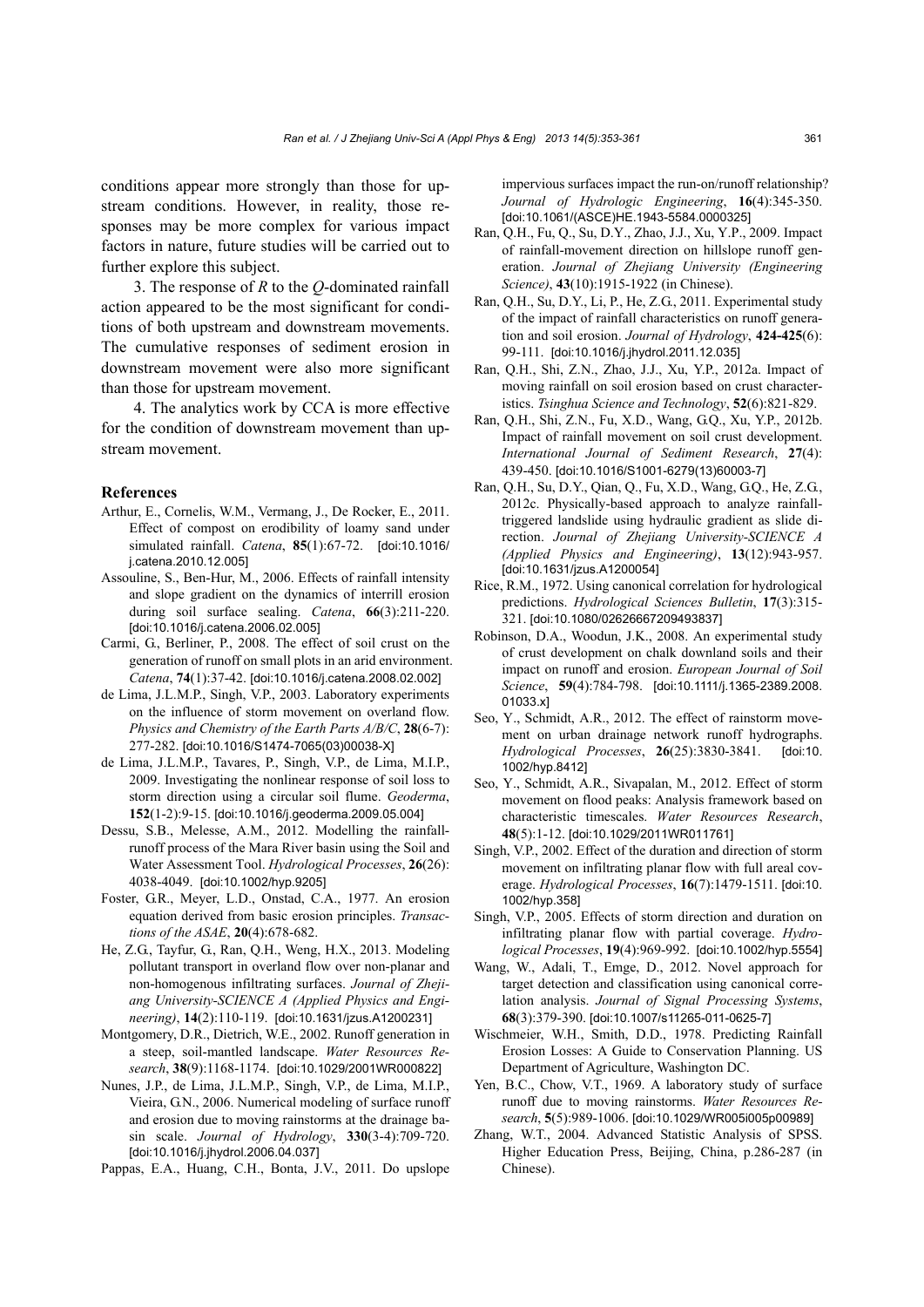conditions appear more strongly than those for upstream conditions. However, in reality, those responses may be more complex for various impact factors in nature, future studies will be carried out to further explore this subject.

3. The response of $R$ to the $Q$-dominated rainfall action appeared to be the most significant for conditions of both upstream and downstream movements. The cumulative responses of sediment erosion in downstream movement were also more significant than those for upstream movement.

4. The analytics work by CCA is more effective for the condition of downstream movement than upstream movement.

## References

Arthur, E., Cornelis, W.M., Vermang, J., De Rocker, E., 2011. Effect of compost on erodibility of loamy sand under simulated rainfall. *Catena*, **85**(1):67-72. [doi:10.1016/j.catena.2010.12.005]

Assouline, S., Ben-Hur, M., 2006. Effects of rainfall intensity and slope gradient on the dynamics of interrill erosion during soil surface sealing. *Catena*, **66**(3):211-220. [doi:10.1016/j.catena.2006.02.005]

Carmi, G., Berliner, P., 2008. The effect of soil crust on the generation of runoff on small plots in an arid environment. *Catena*, **74**(1):37-42. [doi:10.1016/j.catena.2008.02.002]

de Lima, J.L.M.P., Singh, V.P., 2003. Laboratory experiments on the influence of storm movement on overland flow. *Physics and Chemistry of the Earth Parts A/B/C*, **28**(6-7): 277-282. [doi:10.1016/S1474-7065(03)00038-X]

de Lima, J.L.M.P., Tavares, P., Singh, V.P., de Lima, M.I.P., 2009. Investigating the nonlinear response of soil loss to storm direction using a circular soil flume. *Geoderma*, **152**(1-2):9-15. [doi:10.1016/j.geoderma.2009.05.004]

Dessu, S.B., Melesse, A.M., 2012. Modelling the rainfall-runoff process of the Mara River basin using the Soil and Water Assessment Tool. *Hydrological Processes*, **26**(26): 4038-4049. [doi:10.1002/hyp.9205]

Foster, G.R., Meyer, L.D., Onstad, C.A., 1977. An erosion equation derived from basic erosion principles. *Transactions of the ASAE*, **20**(4):678-682.

He, Z.G., Tayfur, G., Ran, Q.H., Weng, H.X., 2013. Modeling pollutant transport in overland flow over non-planar and non-homogenous infiltrating surfaces. *Journal of Zhejiang University-SCIENCE A (Applied Physics and Engineering)*, **14**(2):110-119. [doi:10.1631/jzus.A1200231]

Montgomery, D.R., Dietrich, W.E., 2002. Runoff generation in a steep, soil-mantled landscape. *Water Resources Research*, **38**(9):1168-1174. [doi:10.1029/2001WR000822]

Nunes, J.P., de Lima, J.L.M.P., Singh, V.P., de Lima, M.I.P., Vieira, G.N., 2006. Numerical modeling of surface runoff and erosion due to moving rainstorms at the drainage basin scale. *Journal of Hydrology*, **330**(3-4):709-720. [doi:10.1016/j.jhydrol.2006.04.037]

Pappas, E.A., Huang, C.H., Bonta, J.V., 2011. Do upslope impervious surfaces impact the run-on/runoff relationship? *Journal of Hydrologic Engineering*, **16**(4):345-350. [doi:10.1061/(ASCE)HE.1943-5584.0000325]

Ran, Q.H., Fu, Q., Su, D.Y., Zhao, J.J., Xu, Y.P., 2009. Impact of rainfall-movement direction on hillslope runoff generation. *Journal of Zhejiang University (Engineering Science)*, **43**(10):1915-1922 (in Chinese).

Ran, Q.H., Su, D.Y., Li, P., He, Z.G., 2011. Experimental study of the impact of rainfall characteristics on runoff generation and soil erosion. *Journal of Hydrology*, **424-425**(6): 99-111. [doi:10.1016/j.jhydrol.2011.12.035]

Ran, Q.H., Shi, Z.N., Zhao, J.J., Xu, Y.P., 2012a. Impact of moving rainfall on soil erosion based on crust characteristics. *Tsinghua Science and Technology*, **52**(6):821-829.

Ran, Q.H., Shi, Z.N., Fu, X.D., Wang, G.Q., Xu, Y.P., 2012b. Impact of rainfall movement on soil crust development. *International Journal of Sediment Research*, **27**(4): 439-450. [doi:10.1016/S1001-6279(13)60003-7]

Ran, Q.H., Su, D.Y., Qian, Q., Fu, X.D., Wang, G.Q., He, Z.G., 2012c. Physically-based approach to analyze rainfall-triggered landslide using hydraulic gradient as slide direction. *Journal of Zhejiang University-SCIENCE A (Applied Physics and Engineering)*, **13**(12):943-957. [doi:10.1631/jzus.A1200054]

Rice, R.M., 1972. Using canonical correlation for hydrological predictions. *Hydrological Sciences Bulletin*, **17**(3):315-321. [doi:10.1080/02626667209493837]

Robinson, D.A., Woodun, J.K., 2008. An experimental study of crust development on chalk downland soils and their impact on runoff and erosion. *European Journal of Soil Science*, **59**(4):784-798. [doi:10.1111/j.1365-2389.2008.01033.x]

Seo, Y., Schmidt, A.R., 2012. The effect of rainstorm movement on urban drainage network runoff hydrographs. *Hydrological Processes*, **26**(25):3830-3841. [doi:10.1002/hyp.8412]

Seo, Y., Schmidt, A.R., Sivapalan, M., 2012. Effect of storm movement on flood peaks: Analysis framework based on characteristic timescales. *Water Resources Research*, **48**(5):1-12. [doi:10.1029/2011WR011761]

Singh, V.P., 2002. Effect of the duration and direction of storm movement on infiltrating planar flow with full areal coverage. *Hydrological Processes*, **16**(7):1479-1511. [doi:10.1002/hyp.358]

Singh, V.P., 2005. Effects of storm direction and duration on infiltrating planar flow with partial coverage. *Hydrological Processes*, **19**(4):969-992. [doi:10.1002/hyp.5554]

Wang, W., Adali, T., Emge, D., 2012. Novel approach for target detection and classification using canonical correlation analysis. *Journal of Signal Processing Systems*, **68**(3):379-390. [doi:10.1007/s11265-011-0625-7]

Wischmeier, W.H., Smith, D.D., 1978. Predicting Rainfall Erosion Losses: A Guide to Conservation Planning. US Department of Agriculture, Washington DC.

Yen, B.C., Chow, V.T., 1969. A laboratory study of surface runoff due to moving rainstorms. *Water Resources Research*, **5**(5):989-1006. [doi:10.1029/WR005i005p00989]

Zhang, W.T., 2004. Advanced Statistic Analysis of SPSS. Higher Education Press, Beijing, China, p.286-287 (in Chinese).